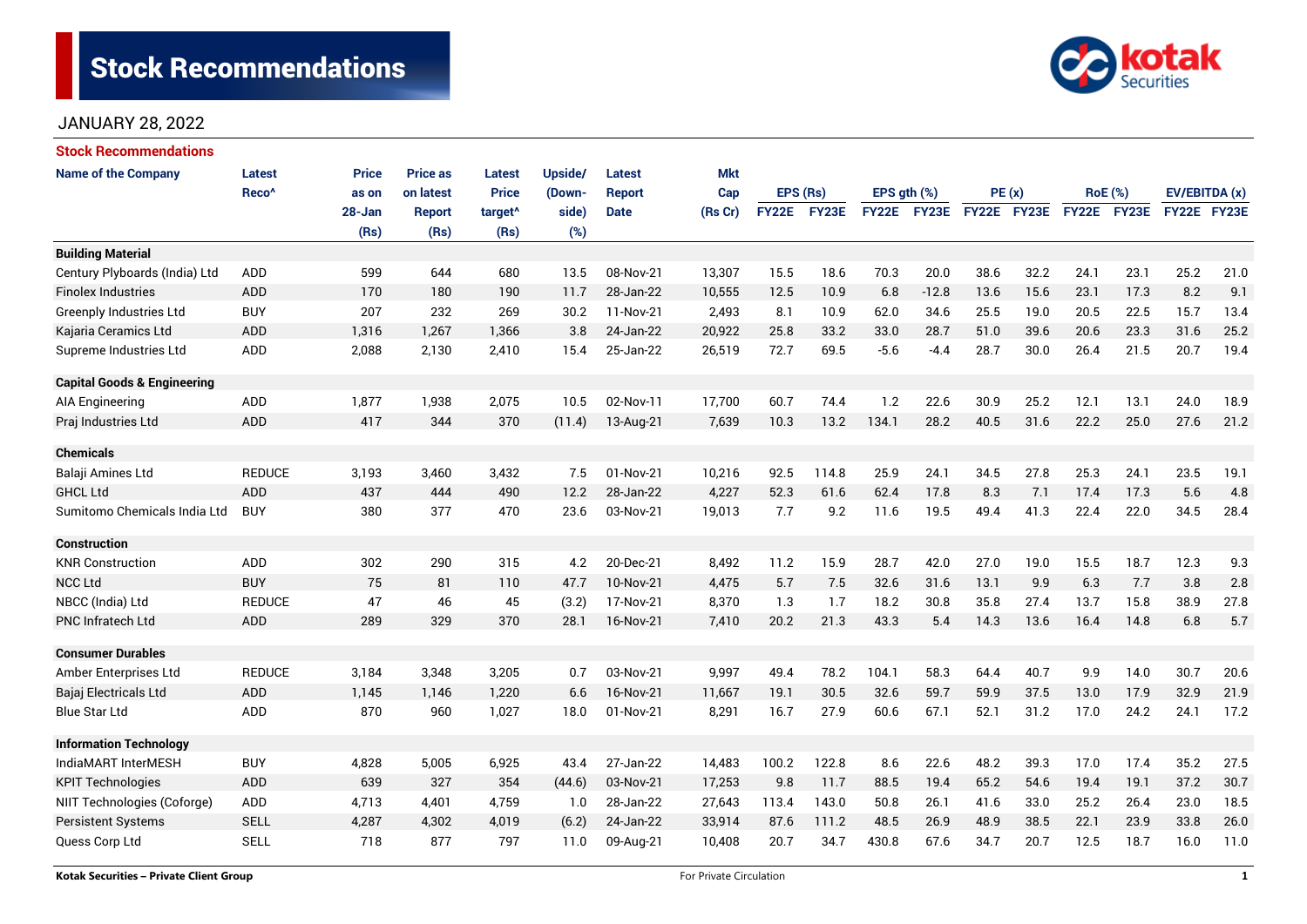# Stock Recommendations

JANUARY 28, 2022

## Stock Recommendations

| Name of the Company | Latest Reco^ | Price as on 28-Jan (Rs) | Price as on latest Report (Rs) | Latest Price target^ (Rs) | Upside/ (Down-side) (%) | Latest Report Date | Mkt Cap (Rs Cr) | EPS (Rs) | | EPS gth (%) | | PE (x) | | RoE (%) | | EV/EBITDA (x) | |
|---|---|---|---|---|---|---|---|---|---|---|---|---|---|---|---|---|---|
| | | | | | | | | FY22E | FY23E | FY22E | FY23E | FY22E | FY23E | FY22E | FY23E | FY22E | FY23E |
| **Building Material** | | | | | | | | | | | | | | | | | |
| Century Plyboards (India) Ltd | ADD | 599 | 644 | 680 | 13.5 | 08-Nov-21 | 13,307 | 15.5 | 18.6 | 70.3 | 20.0 | 38.6 | 32.2 | 24.1 | 23.1 | 25.2 | 21.0 |
| Finolex Industries | ADD | 170 | 180 | 190 | 11.7 | 28-Jan-22 | 10,555 | 12.5 | 10.9 | 6.8 | -12.8 | 13.6 | 15.6 | 23.1 | 17.3 | 8.2 | 9.1 |
| Greenply Industries Ltd | BUY | 207 | 232 | 269 | 30.2 | 11-Nov-21 | 2,493 | 8.1 | 10.9 | 62.0 | 34.6 | 25.5 | 19.0 | 20.5 | 22.5 | 15.7 | 13.4 |
| Kajaria Ceramics Ltd | ADD | 1,316 | 1,267 | 1,366 | 3.8 | 24-Jan-22 | 20,922 | 25.8 | 33.2 | 33.0 | 28.7 | 51.0 | 39.6 | 20.6 | 23.3 | 31.6 | 25.2 |
| Supreme Industries Ltd | ADD | 2,088 | 2,130 | 2,410 | 15.4 | 25-Jan-22 | 26,519 | 72.7 | 69.5 | -5.6 | -4.4 | 28.7 | 30.0 | 26.4 | 21.5 | 20.7 | 19.4 |
| **Capital Goods & Engineering** | | | | | | | | | | | | | | | | | |
| AIA Engineering | ADD | 1,877 | 1,938 | 2,075 | 10.5 | 02-Nov-11 | 17,700 | 60.7 | 74.4 | 1.2 | 22.6 | 30.9 | 25.2 | 12.1 | 13.1 | 24.0 | 18.9 |
| Praj Industries Ltd | ADD | 417 | 344 | 370 | (11.4) | 13-Aug-21 | 7,639 | 10.3 | 13.2 | 134.1 | 28.2 | 40.5 | 31.6 | 22.2 | 25.0 | 27.6 | 21.2 |
| **Chemicals** | | | | | | | | | | | | | | | | | |
| Balaji Amines Ltd | REDUCE | 3,193 | 3,460 | 3,432 | 7.5 | 01-Nov-21 | 10,216 | 92.5 | 114.8 | 25.9 | 24.1 | 34.5 | 27.8 | 25.3 | 24.1 | 23.5 | 19.1 |
| GHCL Ltd | ADD | 437 | 444 | 490 | 12.2 | 28-Jan-22 | 4,227 | 52.3 | 61.6 | 62.4 | 17.8 | 8.3 | 7.1 | 17.4 | 17.3 | 5.6 | 4.8 |
| Sumitomo Chemicals India Ltd | BUY | 380 | 377 | 470 | 23.6 | 03-Nov-21 | 19,013 | 7.7 | 9.2 | 11.6 | 19.5 | 49.4 | 41.3 | 22.4 | 22.0 | 34.5 | 28.4 |
| **Construction** | | | | | | | | | | | | | | | | | |
| KNR Construction | ADD | 302 | 290 | 315 | 4.2 | 20-Dec-21 | 8,492 | 11.2 | 15.9 | 28.7 | 42.0 | 27.0 | 19.0 | 15.5 | 18.7 | 12.3 | 9.3 |
| NCC Ltd | BUY | 75 | 81 | 110 | 47.7 | 10-Nov-21 | 4,475 | 5.7 | 7.5 | 32.6 | 31.6 | 13.1 | 9.9 | 6.3 | 7.7 | 3.8 | 2.8 |
| NBCC (India) Ltd | REDUCE | 47 | 46 | 45 | (3.2) | 17-Nov-21 | 8,370 | 1.3 | 1.7 | 18.2 | 30.8 | 35.8 | 27.4 | 13.7 | 15.8 | 38.9 | 27.8 |
| PNC Infratech Ltd | ADD | 289 | 329 | 370 | 28.1 | 16-Nov-21 | 7,410 | 20.2 | 21.3 | 43.3 | 5.4 | 14.3 | 13.6 | 16.4 | 14.8 | 6.8 | 5.7 |
| **Consumer Durables** | | | | | | | | | | | | | | | | | |
| Amber Enterprises Ltd | REDUCE | 3,184 | 3,348 | 3,205 | 0.7 | 03-Nov-21 | 9,997 | 49.4 | 78.2 | 104.1 | 58.3 | 64.4 | 40.7 | 9.9 | 14.0 | 30.7 | 20.6 |
| Bajaj Electricals Ltd | ADD | 1,145 | 1,146 | 1,220 | 6.6 | 16-Nov-21 | 11,667 | 19.1 | 30.5 | 32.6 | 59.7 | 59.9 | 37.5 | 13.0 | 17.9 | 32.9 | 21.9 |
| Blue Star Ltd | ADD | 870 | 960 | 1,027 | 18.0 | 01-Nov-21 | 8,291 | 16.7 | 27.9 | 60.6 | 67.1 | 52.1 | 31.2 | 17.0 | 24.2 | 24.1 | 17.2 |
| **Information Technology** | | | | | | | | | | | | | | | | | |
| IndiaMART InterMESH | BUY | 4,828 | 5,005 | 6,925 | 43.4 | 27-Jan-22 | 14,483 | 100.2 | 122.8 | 8.6 | 22.6 | 48.2 | 39.3 | 17.0 | 17.4 | 35.2 | 27.5 |
| KPIT Technologies | ADD | 639 | 327 | 354 | (44.6) | 03-Nov-21 | 17,253 | 9.8 | 11.7 | 88.5 | 19.4 | 65.2 | 54.6 | 19.4 | 19.1 | 37.2 | 30.7 |
| NIIT Technologies (Coforge) | ADD | 4,713 | 4,401 | 4,759 | 1.0 | 28-Jan-22 | 27,643 | 113.4 | 143.0 | 50.8 | 26.1 | 41.6 | 33.0 | 25.2 | 26.4 | 23.0 | 18.5 |
| Persistent Systems | SELL | 4,287 | 4,302 | 4,019 | (6.2) | 24-Jan-22 | 33,914 | 87.6 | 111.2 | 48.5 | 26.9 | 48.9 | 38.5 | 22.1 | 23.9 | 33.8 | 26.0 |
| Quess Corp Ltd | SELL | 718 | 877 | 797 | 11.0 | 09-Aug-21 | 10,408 | 20.7 | 34.7 | 430.8 | 67.6 | 34.7 | 20.7 | 12.5 | 18.7 | 16.0 | 11.0 |

Kotak Securities – Private Client Group | For Private Circulation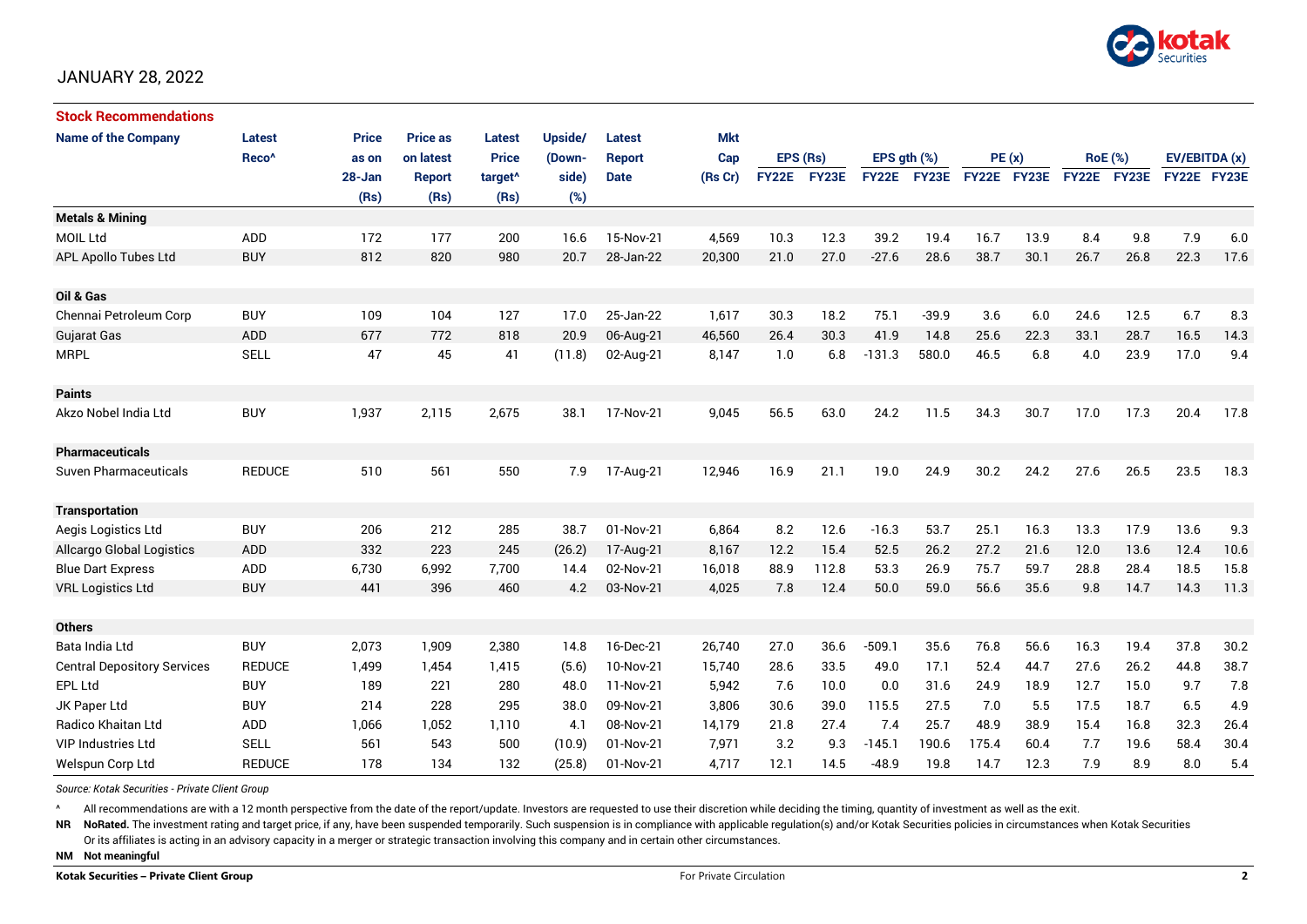JANUARY 28, 2022

## Stock Recommendations

| Name of the Company | Latest Reco^ | Price as on 28-Jan (Rs) | Price as on latest Report (Rs) | Latest Price target^ (Rs) | Upside/ (Down-side) (%) | Latest Report Date | Mkt Cap (Rs Cr) | EPS (Rs) | | EPS gth (%) | | PE (x) | | RoE (%) | | EV/EBITDA (x) | |
|---|---|---|---|---|---|---|---|---|---|---|---|---|---|---|---|---|---|
| | | | | | | | | FY22E | FY23E | FY22E | FY23E | FY22E | FY23E | FY22E | FY23E | FY22E | FY23E |
| **Metals & Mining** | | | | | | | | | | | | | | | | | |
| MOIL Ltd | ADD | 172 | 177 | 200 | 16.6 | 15-Nov-21 | 4,569 | 10.3 | 12.3 | 39.2 | 19.4 | 16.7 | 13.9 | 8.4 | 9.8 | 7.9 | 6.0 |
| APL Apollo Tubes Ltd | BUY | 812 | 820 | 980 | 20.7 | 28-Jan-22 | 20,300 | 21.0 | 27.0 | -27.6 | 28.6 | 38.7 | 30.1 | 26.7 | 26.8 | 22.3 | 17.6 |
| **Oil & Gas** | | | | | | | | | | | | | | | | | |
| Chennai Petroleum Corp | BUY | 109 | 104 | 127 | 17.0 | 25-Jan-22 | 1,617 | 30.3 | 18.2 | 75.1 | -39.9 | 3.6 | 6.0 | 24.6 | 12.5 | 6.7 | 8.3 |
| Gujarat Gas | ADD | 677 | 772 | 818 | 20.9 | 06-Aug-21 | 46,560 | 26.4 | 30.3 | 41.9 | 14.8 | 25.6 | 22.3 | 33.1 | 28.7 | 16.5 | 14.3 |
| MRPL | SELL | 47 | 45 | 41 | (11.8) | 02-Aug-21 | 8,147 | 1.0 | 6.8 | -131.3 | 580.0 | 46.5 | 6.8 | 4.0 | 23.9 | 17.0 | 9.4 |
| **Paints** | | | | | | | | | | | | | | | | | |
| Akzo Nobel India Ltd | BUY | 1,937 | 2,115 | 2,675 | 38.1 | 17-Nov-21 | 9,045 | 56.5 | 63.0 | 24.2 | 11.5 | 34.3 | 30.7 | 17.0 | 17.3 | 20.4 | 17.8 |
| **Pharmaceuticals** | | | | | | | | | | | | | | | | | |
| Suven Pharmaceuticals | REDUCE | 510 | 561 | 550 | 7.9 | 17-Aug-21 | 12,946 | 16.9 | 21.1 | 19.0 | 24.9 | 30.2 | 24.2 | 27.6 | 26.5 | 23.5 | 18.3 |
| **Transportation** | | | | | | | | | | | | | | | | | |
| Aegis Logistics Ltd | BUY | 206 | 212 | 285 | 38.7 | 01-Nov-21 | 6,864 | 8.2 | 12.6 | -16.3 | 53.7 | 25.1 | 16.3 | 13.3 | 17.9 | 13.6 | 9.3 |
| Allcargo Global Logistics | ADD | 332 | 223 | 245 | (26.2) | 17-Aug-21 | 8,167 | 12.2 | 15.4 | 52.5 | 26.2 | 27.2 | 21.6 | 12.0 | 13.6 | 12.4 | 10.6 |
| Blue Dart Express | ADD | 6,730 | 6,992 | 7,700 | 14.4 | 02-Nov-21 | 16,018 | 88.9 | 112.8 | 53.3 | 26.9 | 75.7 | 59.7 | 28.8 | 28.4 | 18.5 | 15.8 |
| VRL Logistics Ltd | BUY | 441 | 396 | 460 | 4.2 | 03-Nov-21 | 4,025 | 7.8 | 12.4 | 50.0 | 59.0 | 56.6 | 35.6 | 9.8 | 14.7 | 14.3 | 11.3 |
| **Others** | | | | | | | | | | | | | | | | | |
| Bata India Ltd | BUY | 2,073 | 1,909 | 2,380 | 14.8 | 16-Dec-21 | 26,740 | 27.0 | 36.6 | -509.1 | 35.6 | 76.8 | 56.6 | 16.3 | 19.4 | 37.8 | 30.2 |
| Central Depository Services | REDUCE | 1,499 | 1,454 | 1,415 | (5.6) | 10-Nov-21 | 15,740 | 28.6 | 33.5 | 49.0 | 17.1 | 52.4 | 44.7 | 27.6 | 26.2 | 44.8 | 38.7 |
| EPL Ltd | BUY | 189 | 221 | 280 | 48.0 | 11-Nov-21 | 5,942 | 7.6 | 10.0 | 0.0 | 31.6 | 24.9 | 18.9 | 12.7 | 15.0 | 9.7 | 7.8 |
| JK Paper Ltd | BUY | 214 | 228 | 295 | 38.0 | 09-Nov-21 | 3,806 | 30.6 | 39.0 | 115.5 | 27.5 | 7.0 | 5.5 | 17.5 | 18.7 | 6.5 | 4.9 |
| Radico Khaitan Ltd | ADD | 1,066 | 1,052 | 1,110 | 4.1 | 08-Nov-21 | 14,179 | 21.8 | 27.4 | 7.4 | 25.7 | 48.9 | 38.9 | 15.4 | 16.8 | 32.3 | 26.4 |
| VIP Industries Ltd | SELL | 561 | 543 | 500 | (10.9) | 01-Nov-21 | 7,971 | 3.2 | 9.3 | -145.1 | 190.6 | 175.4 | 60.4 | 7.7 | 19.6 | 58.4 | 30.4 |
| Welspun Corp Ltd | REDUCE | 178 | 134 | 132 | (25.8) | 01-Nov-21 | 4,717 | 12.1 | 14.5 | -48.9 | 19.8 | 14.7 | 12.3 | 7.9 | 8.9 | 8.0 | 5.4 |

*Source: Kotak Securities - Private Client Group*

^ All recommendations are with a 12 month perspective from the date of the report/update. Investors are requested to use their discretion while deciding the timing, quantity of investment as well as the exit.

**NR NoRated.** The investment rating and target price, if any, have been suspended temporarily. Such suspension is in compliance with applicable regulation(s) and/or Kotak Securities policies in circumstances when Kotak Securities Or its affiliates is acting in an advisory capacity in a merger or strategic transaction involving this company and in certain other circumstances.

**NM Not meaningful**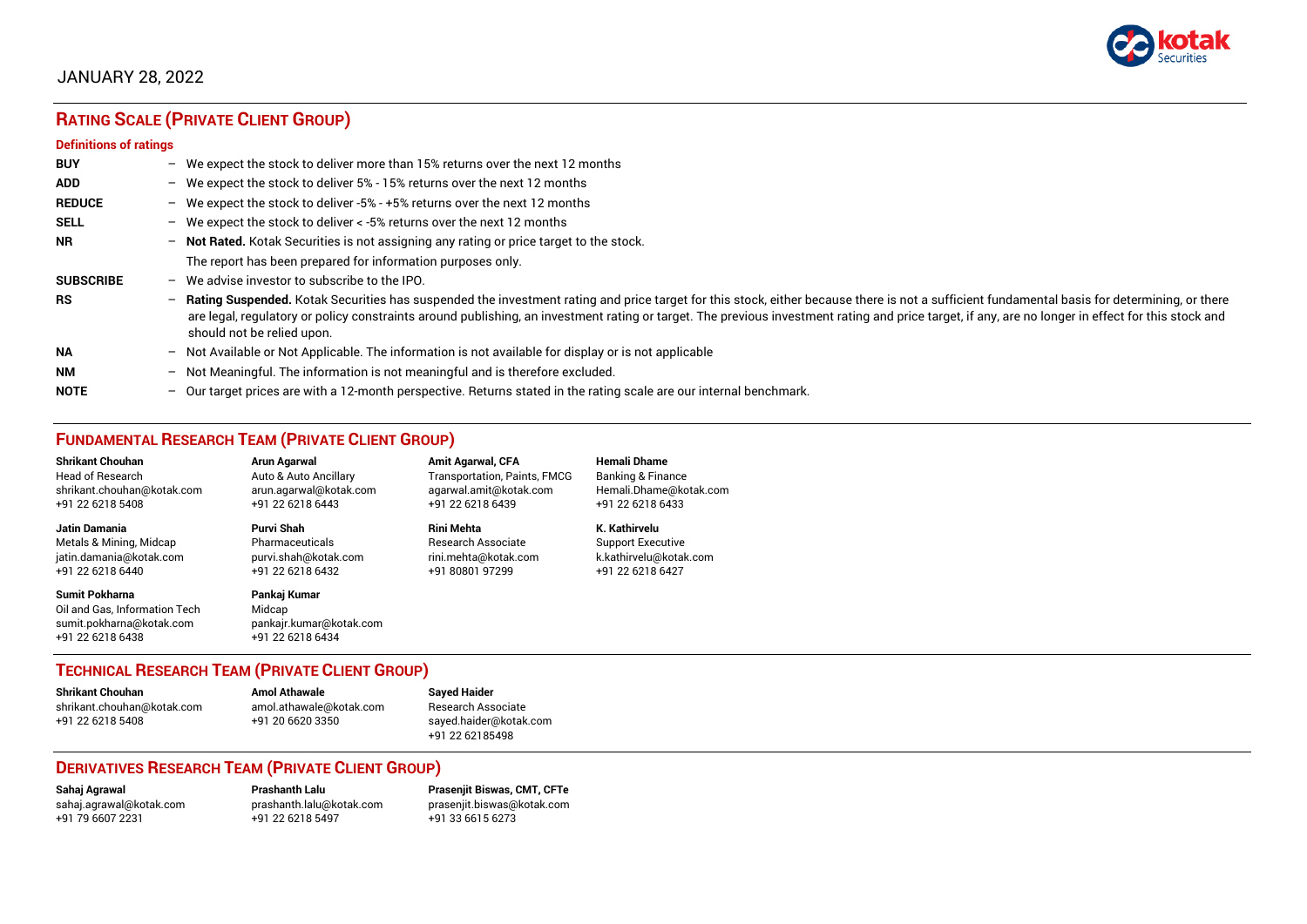JANUARY 28, 2022

## Rating Scale (Private Client Group)

### Definitions of ratings

| | | |
|---|---|---|
| **BUY** | – | We expect the stock to deliver more than 15% returns over the next 12 months |
| **ADD** | – | We expect the stock to deliver 5% - 15% returns over the next 12 months |
| **REDUCE** | – | We expect the stock to deliver -5% - +5% returns over the next 12 months |
| **SELL** | – | We expect the stock to deliver < -5% returns over the next 12 months |
| **NR** | – | **Not Rated.** Kotak Securities is not assigning any rating or price target to the stock. The report has been prepared for information purposes only. |
| **SUBSCRIBE** | – | We advise investor to subscribe to the IPO. |
| **RS** | – | **Rating Suspended.** Kotak Securities has suspended the investment rating and price target for this stock, either because there is not a sufficient fundamental basis for determining, or there are legal, regulatory or policy constraints around publishing, an investment rating or target. The previous investment rating and price target, if any, are no longer in effect for this stock and should not be relied upon. |
| **NA** | – | Not Available or Not Applicable. The information is not available for display or is not applicable |
| **NM** | – | Not Meaningful. The information is not meaningful and is therefore excluded. |
| **NOTE** | – | Our target prices are with a 12-month perspective. Returns stated in the rating scale are our internal benchmark. |

## Fundamental Research Team (Private Client Group)

**Shrikant Chouhan**
Head of Research
shrikant.chouhan@kotak.com
+91 22 6218 5408

**Arun Agarwal**
Auto & Auto Ancillary
arun.agarwal@kotak.com
+91 22 6218 6443

**Amit Agarwal, CFA**
Transportation, Paints, FMCG
agarwal.amit@kotak.com
+91 22 6218 6439

**Hemali Dhame**
Banking & Finance
Hemali.Dhame@kotak.com
+91 22 6218 6433

**Jatin Damania**
Metals & Mining, Midcap
jatin.damania@kotak.com
+91 22 6218 6440

**Purvi Shah**
Pharmaceuticals
purvi.shah@kotak.com
+91 22 6218 6432

**Rini Mehta**
Research Associate
rini.mehta@kotak.com
+91 80801 97299

**K. Kathirvelu**
Support Executive
k.kathirvelu@kotak.com
+91 22 6218 6427

**Sumit Pokharna**
Oil and Gas, Information Tech
sumit.pokharna@kotak.com
+91 22 6218 6438

**Pankaj Kumar**
Midcap
pankajr.kumar@kotak.com
+91 22 6218 6434

## Technical Research Team (Private Client Group)

**Shrikant Chouhan**
shrikant.chouhan@kotak.com
+91 22 6218 5408

**Amol Athawale**
amol.athawale@kotak.com
+91 20 6620 3350

**Sayed Haider**
Research Associate
sayed.haider@kotak.com
+91 22 62185498

## Derivatives Research Team (Private Client Group)

**Sahaj Agrawal**
sahaj.agrawal@kotak.com
+91 79 6607 2231

**Prashanth Lalu**
prashanth.lalu@kotak.com
+91 22 6218 5497

**Prasenjit Biswas, CMT, CFTe**
prasenjit.biswas@kotak.com
+91 33 6615 6273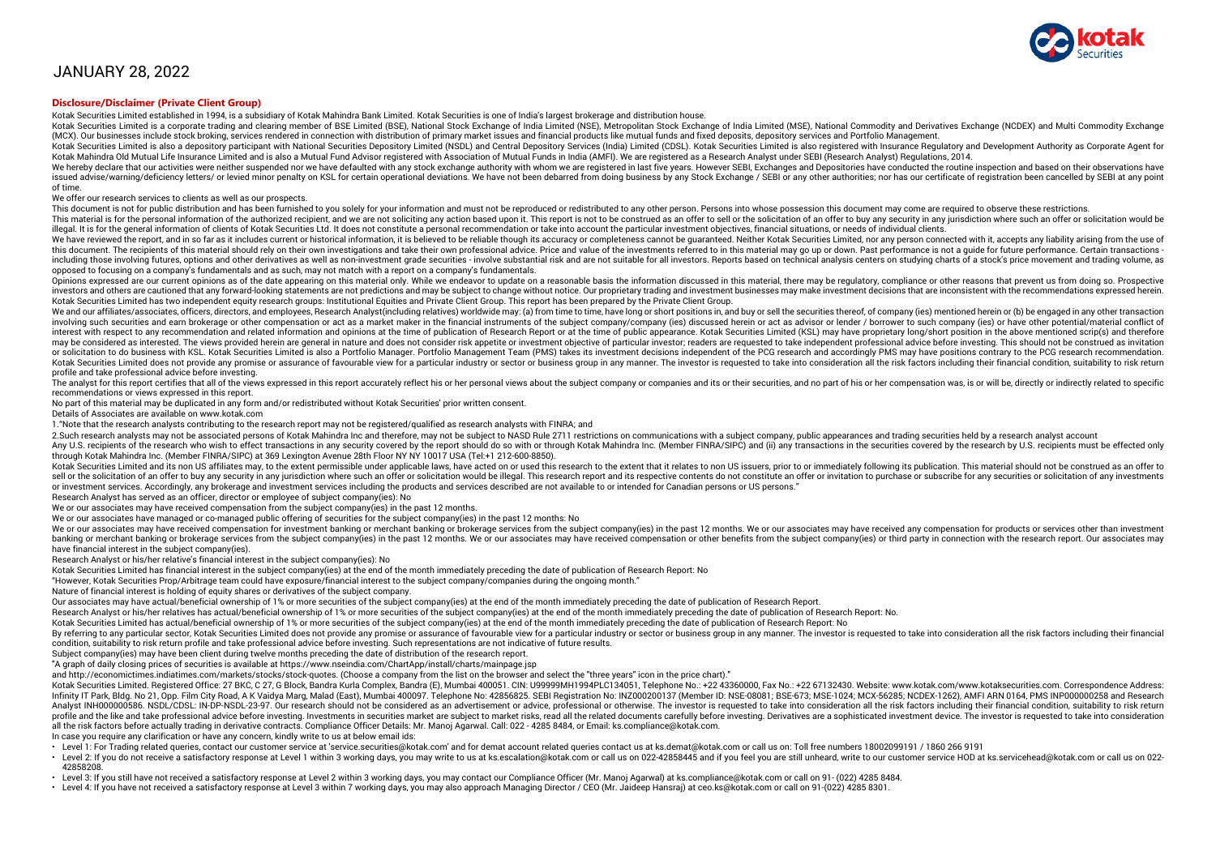JANUARY 28, 2022

### Disclosure/Disclaimer (Private Client Group)

Kotak Securities Limited established in 1994, is a subsidiary of Kotak Mahindra Bank Limited. Kotak Securities is one of India's largest brokerage and distribution house.

Kotak Securities Limited is a corporate trading and clearing member of BSE Limited (BSE), National Stock Exchange of India Limited (NSE), Metropolitan Stock Exchange of India Limited (MSE), National Commodity and Derivatives Exchange (NCDEX) and Multi Commodity Exchange (MCX). Our businesses include stock broking, services rendered in connection with distribution of primary market issues and financial products like mutual funds and fixed deposits, depository services and Portfolio Management.

Kotak Securities Limited is also a depository participant with National Securities Depository Limited (NSDL) and Central Depository Services (India) Limited (CDSL). Kotak Securities Limited is also registered with Insurance Regulatory and Development Authority as Corporate Agent for Kotak Mahindra Old Mutual Life Insurance Limited and is also a Mutual Fund Advisor registered with Association of Mutual Funds in India (AMFI). We are registered as a Research Analyst under SEBI (Research Analyst) Regulations, 2014.

We hereby declare that our activities were neither suspended nor we have defaulted with any stock exchange authority with whom we are registered in last five years. However SEBI, Exchanges and Depositories have conducted the routine inspection and based on their observations have issued advise/warning/deficiency letters/ or levied minor penalty on KSL for certain operational deviations. We have not been debarred from doing business by any Stock Exchange / SEBI or any other authorities; nor has our certificate of registration been cancelled by SEBI at any point of time.

We offer our research services to clients as well as our prospects.

This document is not for public distribution and has been furnished to you solely for your information and must not be reproduced or redistributed to any other person. Persons into whose possession this document may come are required to observe these restrictions.

This material is for the personal information of the authorized recipient, and we are not soliciting any action based upon it. This report is not to be construed as an offer to sell or the solicitation of an offer to buy any security in any jurisdiction where such an offer or solicitation would be illegal. It is for the general information of clients of Kotak Securities Ltd. It does not constitute a personal recommendation or take into account the particular investment objectives, financial situations, or needs of individual clients.

We have reviewed the report, and in so far as it includes current or historical information, it is believed to be reliable though its accuracy or completeness cannot be guaranteed. Neither Kotak Securities Limited, nor any person connected with it, accepts any liability arising from the use of this document. The recipients of this material should rely on their own investigations and take their own professional advice. Price and value of the investments referred to in this material may go up or down. Past performance is not a guide for future performance. Certain transactions - including those involving futures, options and other derivatives as well as non-investment grade securities - involve substantial risk and are not suitable for all investors. Reports based on technical analysis centers on studying charts of a stock's price movement and trading volume, as opposed to focusing on a company's fundamentals and as such, may not match with a report on a company's fundamentals.

Opinions expressed are our current opinions as of the date appearing on this material only. While we endeavor to update on a reasonable basis the information discussed in this material, there may be regulatory, compliance or other reasons that prevent us from doing so. Prospective investors and others are cautioned that any forward-looking statements are not predictions and may be subject to change without notice. Our proprietary trading and investment businesses may make investment decisions that are inconsistent with the recommendations expressed herein. Kotak Securities Limited has two independent equity research groups: Institutional Equities and Private Client Group. This report has been prepared by the Private Client Group.

We and our affiliates/associates, officers, directors, and employees, Research Analyst(including relatives) worldwide may: (a) from time to time, have long or short positions in, and buy or sell the securities thereof, of company (ies) mentioned herein or (b) be engaged in any other transaction involving such securities and earn brokerage or other compensation or act as a market maker in the financial instruments of the subject company/company (ies) discussed herein or act as advisor or lender / borrower to such company (ies) or have other potential/material conflict of interest with respect to any recommendation and related information and opinions at the time of publication of Research Report or at the time of public appearance. Kotak Securities Limited (KSL) may have proprietary long/short position in the above mentioned scrip(s) and therefore may be considered as interested. The views provided herein are general in nature and does not consider risk appetite or investment objective of particular investor; readers are requested to take independent professional advice before investing. This should not be construed as invitation or solicitation to do business with KSL. Kotak Securities Limited is also a Portfolio Manager. Portfolio Management Team (PMS) takes its investment decisions independent of the PCG research and accordingly PMS may have positions contrary to the PCG research recommendation. Kotak Securities Limited does not provide any promise or assurance of favourable view for a particular industry or sector or business group in any manner. The investor is requested to take into consideration all the risk factors including their financial condition, suitability to risk return profile and take professional advice before investing.

The analyst for this report certifies that all of the views expressed in this report accurately reflect his or her personal views about the subject company or companies and its or their securities, and no part of his or her compensation was, is or will be, directly or indirectly related to specific recommendations or views expressed in this report.

No part of this material may be duplicated in any form and/or redistributed without Kotak Securities' prior written consent.

Details of Associates are available on www.kotak.com

1."Note that the research analysts contributing to the research report may not be registered/qualified as research analysts with FINRA; and

2.Such research analysts may not be associated persons of Kotak Mahindra Inc and therefore, may not be subject to NASD Rule 2711 restrictions on communications with a subject company, public appearances and trading securities held by a research analyst account

Any U.S. recipients of the research who wish to effect transactions in any security covered by the report should do so with or through Kotak Mahindra Inc. (Member FINRA/SIPC) and (ii) any transactions in the securities covered by the research by U.S. recipients must be effected only through Kotak Mahindra Inc. (Member FINRA/SIPC) at 369 Lexington Avenue 28th Floor NY NY 10017 USA (Tel:+1 212-600-8850).

Kotak Securities Limited and its non US affiliates may, to the extent permissible under applicable laws, have acted on or used this research to the extent that it relates to non US issuers, prior to or immediately following its publication. This material should not be construed as an offer to sell or the solicitation of an offer to buy any security in any jurisdiction where such an offer or solicitation would be illegal. This research report and its respective contents do not constitute an offer or invitation to purchase or subscribe for any securities or solicitation of any investments or investment services. Accordingly, any brokerage and investment services including the products and services described are not available to or intended for Canadian persons or US persons."

Research Analyst has served as an officer, director or employee of subject company(ies): No

We or our associates may have received compensation from the subject company(ies) in the past 12 months.

We or our associates have managed or co-managed public offering of securities for the subject company(ies) in the past 12 months: No

We or our associates may have received compensation for investment banking or merchant banking or brokerage services from the subject company(ies) in the past 12 months. We or our associates may have received any compensation for products or services other than investment banking or merchant banking or brokerage services from the subject company(ies) in the past 12 months. We or our associates may have received compensation or other benefits from the subject company(ies) or third party in connection with the research report. Our associates may have financial interest in the subject company(ies).

Research Analyst or his/her relative's financial interest in the subject company(ies): No

Kotak Securities Limited has financial interest in the subject company(ies) at the end of the month immediately preceding the date of publication of Research Report: No

"However, Kotak Securities Prop/Arbitrage team could have exposure/financial interest to the subject company/companies during the ongoing month."

Nature of financial interest is holding of equity shares or derivatives of the subject company.

Our associates may have actual/beneficial ownership of 1% or more securities of the subject company(ies) at the end of the month immediately preceding the date of publication of Research Report.

Research Analyst or his/her relatives has actual/beneficial ownership of 1% or more securities of the subject company(ies) at the end of the month immediately preceding the date of publication of Research Report: No.

Kotak Securities Limited has actual/beneficial ownership of 1% or more securities of the subject company(ies) at the end of the month immediately preceding the date of publication of Research Report: No

By referring to any particular sector, Kotak Securities Limited does not provide any promise or assurance of favourable view for a particular industry or sector or business group in any manner. The investor is requested to take into consideration all the risk factors including their financial condition, suitability to risk return profile and take professional advice before investing. Such representations are not indicative of future results.

Subject company(ies) may have been client during twelve months preceding the date of distribution of the research report.

"A graph of daily closing prices of securities is available at https://www.nseindia.com/ChartApp/install/charts/mainpage.jsp

and http://economictimes.indiatimes.com/markets/stocks/stock-quotes. (Choose a company from the list on the browser and select the "three years" icon in the price chart)."

Kotak Securities Limited. Registered Office: 27 BKC, C 27, G Block, Bandra Kurla Complex, Bandra (E), Mumbai 400051. CIN: U99999MH1994PLC134051, Telephone No.: +22 43360000, Fax No.: +22 67132430. Website: www.kotak.com/www.kotaksecurities.com. Correspondence Address: Infinity IT Park, Bldg. No 21, Opp. Film City Road, A K Vaidya Marg, Malad (East), Mumbai 400097. Telephone No: 42856825. SEBI Registration No: INZ000200137 (Member ID: NSE-08081; BSE-673; MSE-1024; MCX-56285; NCDEX-1262), AMFI ARN 0164, PMS INP000000258 and Research Analyst INH000000586. NSDL/CDSL: IN-DP-NSDL-23-97. Our research should not be considered as an advertisement or advice, professional or otherwise. The investor is requested to take into consideration all the risk factors including their financial condition, suitability to risk return profile and the like and take professional advice before investing. Investments in securities market are subject to market risks, read all the related documents carefully before investing. Derivatives are a sophisticated investment device. The investor is requested to take into consideration all the risk factors before actually trading in derivative contracts. Compliance Officer Details: Mr. Manoj Agarwal. Call: 022 - 4285 8484, or Email: ks.compliance@kotak.com.

In case you require any clarification or have any concern, kindly write to us at below email ids:

- Level 1: For Trading related queries, contact our customer service at 'service.securities@kotak.com' and for demat account related queries contact us at ks.demat@kotak.com or call us on: Toll free numbers 18002099191 / 1860 266 9191
- Level 2: If you do not receive a satisfactory response at Level 1 within 3 working days, you may write to us at ks.escalation@kotak.com or call us on 022-42858445 and if you feel you are still unheard, write to our customer service HOD at ks.servicehead@kotak.com or call us on 022-42858208.
- Level 3: If you still have not received a satisfactory response at Level 2 within 3 working days, you may contact our Compliance Officer (Mr. Manoj Agarwal) at ks.compliance@kotak.com or call on 91- (022) 4285 8484.
- Level 4: If you have not received a satisfactory response at Level 3 within 7 working days, you may also approach Managing Director / CEO (Mr. Jaideep Hansraj) at ceo.ks@kotak.com or call on 91-(022) 4285 8301.